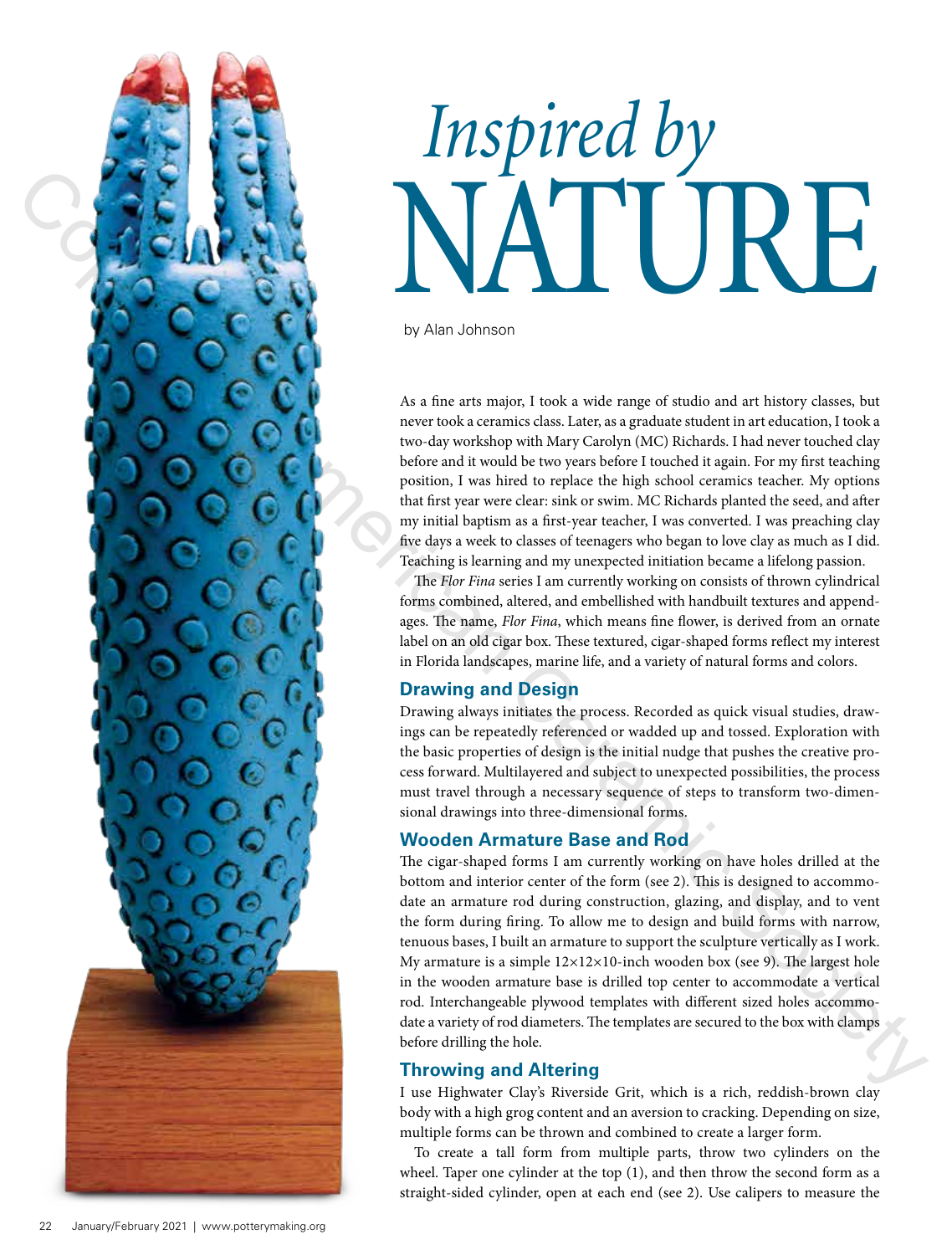# *Inspired by* NATURE

by Alan Johnson

As a fine arts major, I took a wide range of studio and art history classes, but never took a ceramics class. Later, as a graduate student in art education, I took a two-day workshop with Mary Carolyn (MC) Richards. I had never touched clay before and it would be two years before I touched it again. For my first teaching position, I was hired to replace the high school ceramics teacher. My options that first year were clear: sink or swim. MC Richards planted the seed, and after my initial baptism as a first-year teacher, I was converted. I was preaching clay five days a week to classes of teenagers who began to love clay as much as I did. Teaching is learning and my unexpected initiation became a lifelong passion.

The *Flor Fina* series I am currently working on consists of thrown cylindrical forms combined, altered, and embellished with handbuilt textures and appendages. The name, *Flor Fina*, which means fine flower, is derived from an ornate label on an old cigar box. These textured, cigar-shaped forms reflect my interest in Florida landscapes, marine life, and a variety of natural forms and colors.

## Drawing and Design

Drawing always initiates the process. Recorded as quick visual studies, drawings can be repeatedly referenced or wadded up and tossed. Exploration with the basic properties of design is the initial nudge that pushes the creative process forward. Multilayered and subject to unexpected possibilities, the process must travel through a necessary sequence of steps to transform two-dimensional drawings into three-dimensional forms.

## Wooden Armature Base and Rod

The cigar-shaped forms I am currently working on have holes drilled at the bottom and interior center of the form (see 2). This is designed to accommodate an armature rod during construction, glazing, and display, and to vent the form during firing. To allow me to design and build forms with narrow, tenuous bases, I built an armature to support the sculpture vertically as I work. My armature is a simple 12×12×10-inch wooden box (see 9). The largest hole in the wooden armature base is drilled top center to accommodate a vertical rod. Interchangeable plywood templates with different sized holes accommodate a variety of rod diameters. The templates are secured to the box with clamps before drilling the hole.

## Throwing and Altering

I use Highwater Clay's Riverside Grit, which is a rich, reddish-brown clay body with a high grog content and an aversion to cracking. Depending on size, multiple forms can be thrown and combined to create a larger form.

To create a tall form from multiple parts, throw two cylinders on the wheel. Taper one cylinder at the top (1), and then throw the second form as a straight-sided cylinder, open at each end (see 2). Use calipers to measure the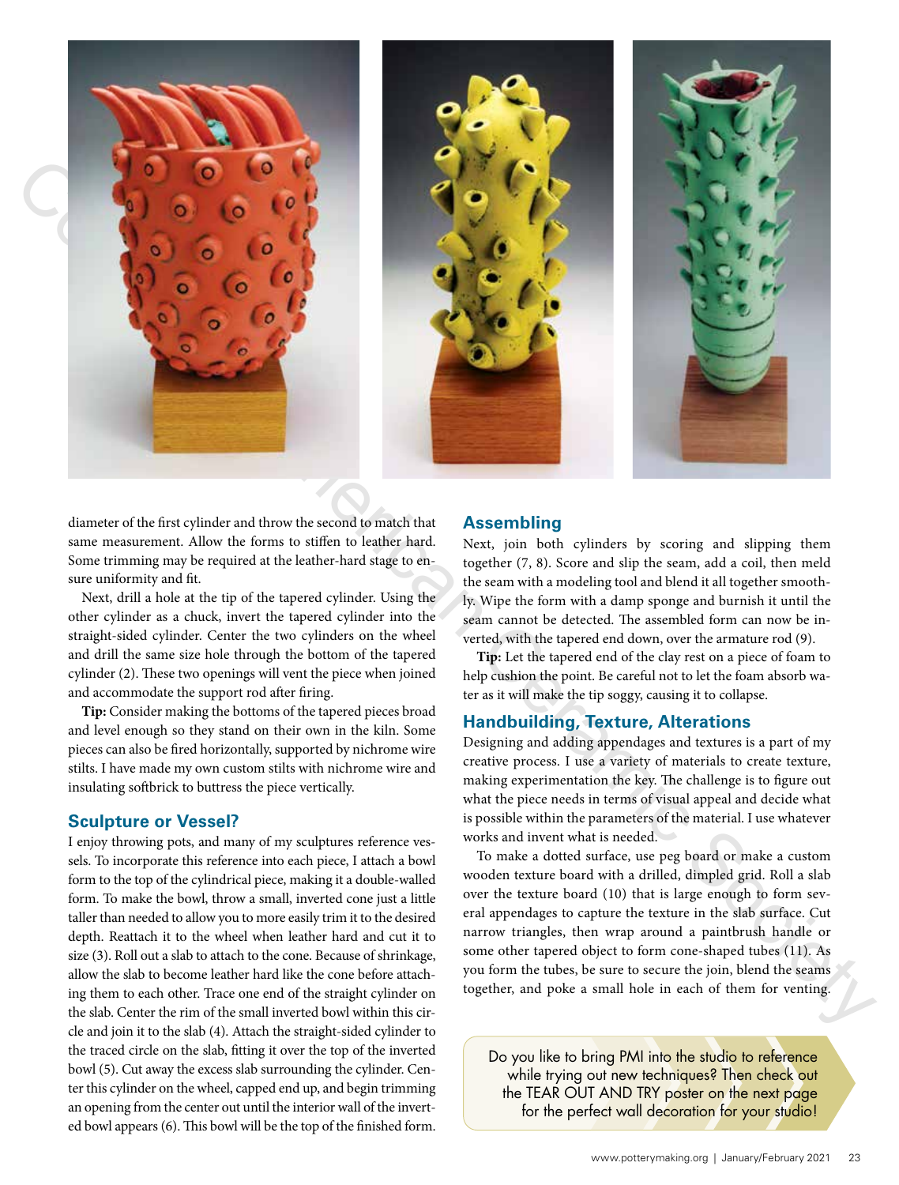diameter of the first cylinder and throw the second to match that same measurement. Allow the forms to stiffen to leather hard. Some trimming may be required at the leather-hard stage to ensure uniformity and fit.

Next, drill a hole at the tip of the tapered cylinder. Using the other cylinder as a chuck, invert the tapered cylinder into the straight-sided cylinder. Center the two cylinders on the wheel and drill the same size hole through the bottom of the tapered cylinder (2). These two openings will vent the piece when joined and accommodate the support rod after firing.

**Tip:** Consider making the bottoms of the tapered pieces broad and level enough so they stand on their own in the kiln. Some pieces can also be fired horizontally, supported by nichrome wire stilts. I have made my own custom stilts with nichrome wire and insulating softbrick to buttress the piece vertically.

## Sculpture or Vessel?

I enjoy throwing pots, and many of my sculptures reference vessels. To incorporate this reference into each piece, I attach a bowl form to the top of the cylindrical piece, making it a double-walled form. To make the bowl, throw a small, inverted cone just a little taller than needed to allow you to more easily trim it to the desired depth. Reattach it to the wheel when leather hard and cut it to size (3). Roll out a slab to attach to the cone. Because of shrinkage, allow the slab to become leather hard like the cone before attaching them to each other. Trace one end of the straight cylinder on the slab. Center the rim of the small inverted bowl within this circle and join it to the slab (4). Attach the straight-sided cylinder to the traced circle on the slab, fitting it over the top of the inverted bowl (5). Cut away the excess slab surrounding the cylinder. Center this cylinder on the wheel, capped end up, and begin trimming an opening from the center out until the interior wall of the inverted bowl appears (6). This bowl will be the top of the finished form.

## Assembling

Next, join both cylinders by scoring and slipping them together (7, 8). Score and slip the seam, add a coil, then meld the seam with a modeling tool and blend it all together smoothly. Wipe the form with a damp sponge and burnish it until the seam cannot be detected. The assembled form can now be inverted, with the tapered end down, over the armature rod (9).

**Tip:** Let the tapered end of the clay rest on a piece of foam to help cushion the point. Be careful not to let the foam absorb water as it will make the tip soggy, causing it to collapse.

## Handbuilding, Texture, Alterations

Designing and adding appendages and textures is a part of my creative process. I use a variety of materials to create texture, making experimentation the key. The challenge is to figure out what the piece needs in terms of visual appeal and decide what is possible within the parameters of the material. I use whatever works and invent what is needed.

To make a dotted surface, use peg board or make a custom wooden texture board with a drilled, dimpled grid. Roll a slab over the texture board (10) that is large enough to form several appendages to capture the texture in the slab surface. Cut narrow triangles, then wrap around a paintbrush handle or some other tapered object to form cone-shaped tubes (11). As you form the tubes, be sure to secure the join, blend the seams together, and poke a small hole in each of them for venting.

Do you like to bring PMI into the studio to reference while trying out new techniques? Then check out the TEAR OUT AND TRY poster on the next page for the perfect wall decoration for your studio!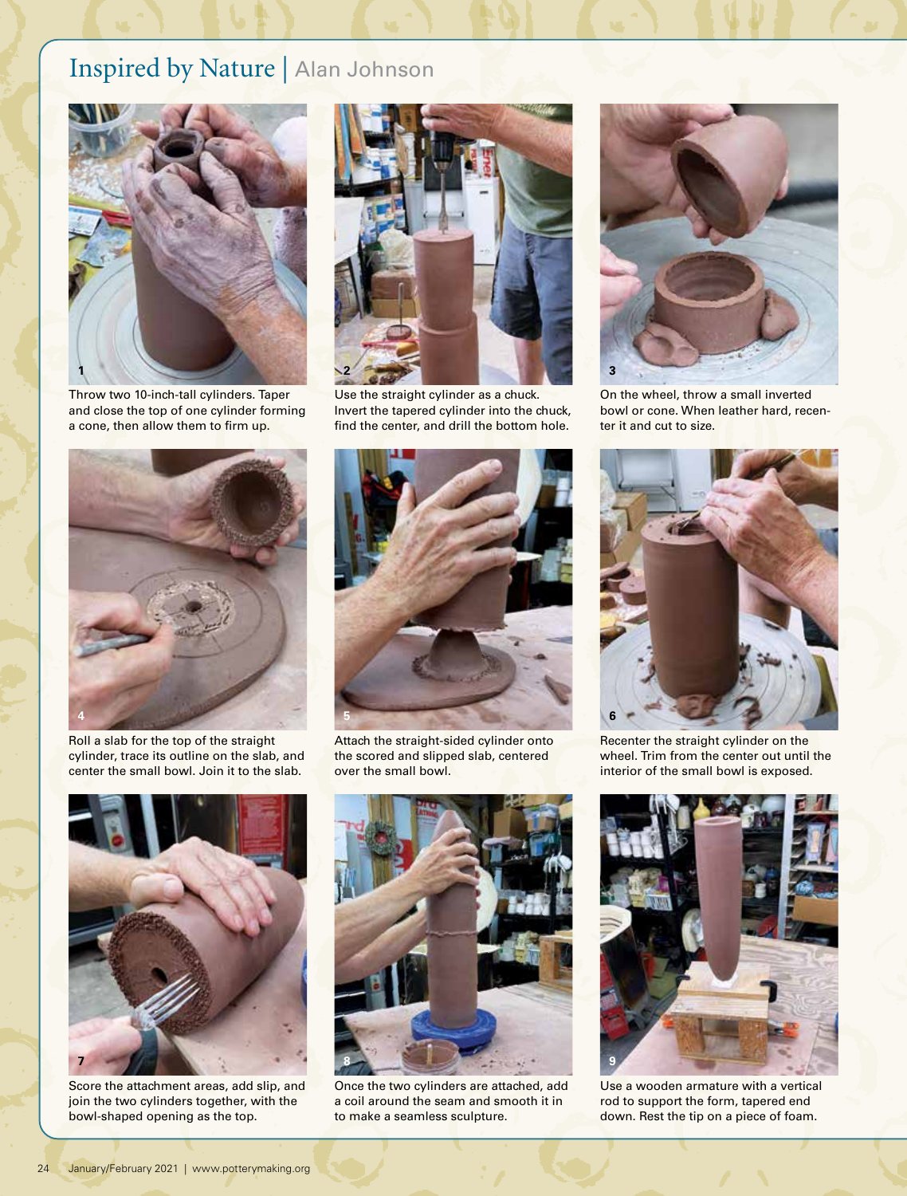# Inspired by Nature | Alan Johnson

1 Throw two 10-inch-tall cylinders. Taper and close the top of one cylinder forming a cone, then allow them to firm up.

2 Use the straight cylinder as a chuck. Invert the tapered cylinder into the chuck, find the center, and drill the bottom hole.

3 On the wheel, throw a small inverted bowl or cone. When leather hard, recenter it and cut to size.

4 Roll a slab for the top of the straight cylinder, trace its outline on the slab, and center the small bowl. Join it to the slab.

5 Attach the straight-sided cylinder onto the scored and slipped slab, centered over the small bowl.

6 Recenter the straight cylinder on the wheel. Trim from the center out until the interior of the small bowl is exposed.

7 Score the attachment areas, add slip, and join the two cylinders together, with the bowl-shaped opening as the top.

8 Once the two cylinders are attached, add a coil around the seam and smooth it in to make a seamless sculpture.

9 Use a wooden armature with a vertical rod to support the form, tapered end down. Rest the tip on a piece of foam.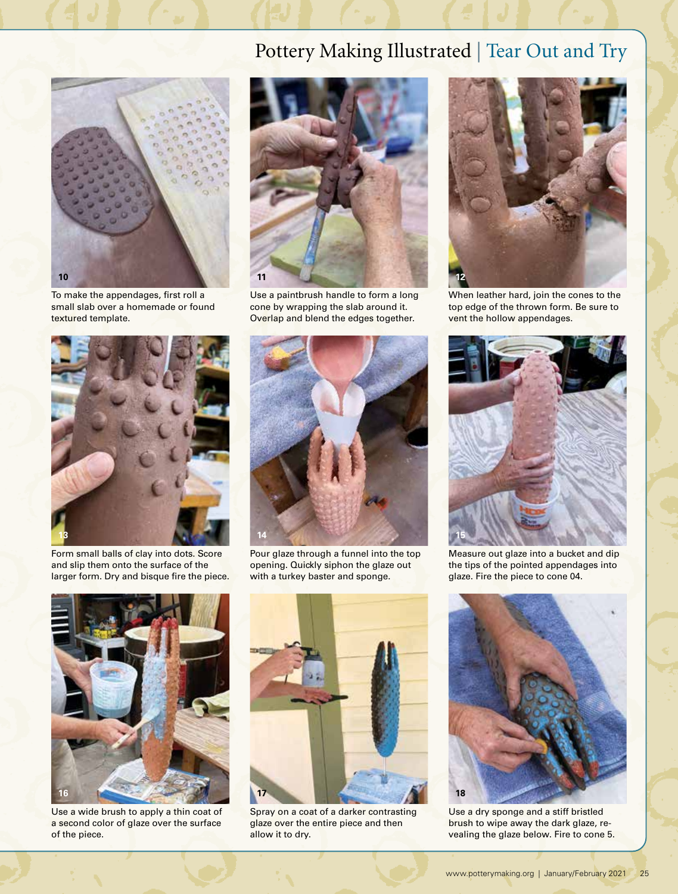10

To make the appendages, first roll a small slab over a homemade or found textured template.

11

Use a paintbrush handle to form a long cone by wrapping the slab around it. Overlap and blend the edges together.

12

When leather hard, join the cones to the top edge of the thrown form. Be sure to vent the hollow appendages.

13

Form small balls of clay into dots. Score and slip them onto the surface of the larger form. Dry and bisque fire the piece.

14

Pour glaze through a funnel into the top opening. Quickly siphon the glaze out with a turkey baster and sponge.

15

Measure out glaze into a bucket and dip the tips of the pointed appendages into glaze. Fire the piece to cone 04.

16

Use a wide brush to apply a thin coat of a second color of glaze over the surface of the piece.

17

Spray on a coat of a darker contrasting glaze over the entire piece and then allow it to dry.

18

Use a dry sponge and a stiff bristled brush to wipe away the dark glaze, revealing the glaze below. Fire to cone 5.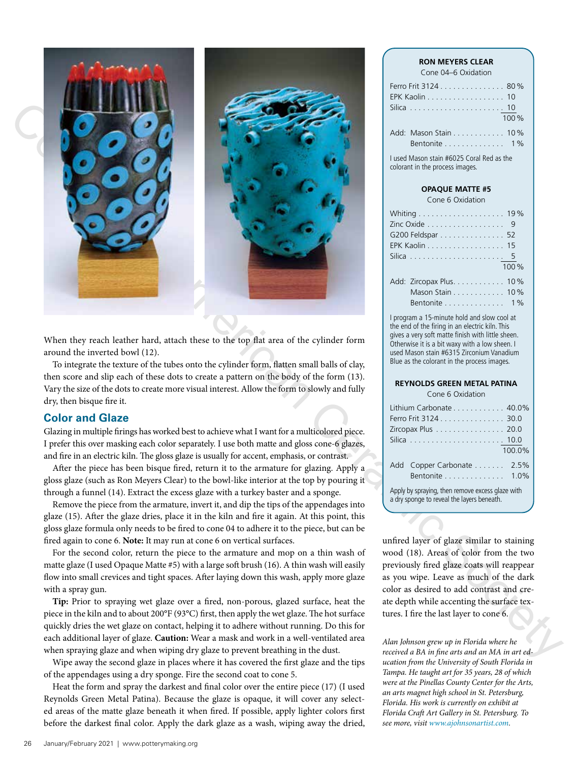When they reach leather hard, attach these to the top flat area of the cylinder form around the inverted bowl (12).

To integrate the texture of the tubes onto the cylinder form, flatten small balls of clay, then score and slip each of these dots to create a pattern on the body of the form (13). Vary the size of the dots to create more visual interest. Allow the form to slowly and fully dry, then bisque fire it.

## Color and Glaze

Glazing in multiple firings has worked best to achieve what I want for a multicolored piece. I prefer this over masking each color separately. I use both matte and gloss cone-6 glazes, and fire in an electric kiln. The gloss glaze is usually for accent, emphasis, or contrast.

After the piece has been bisque fired, return it to the armature for glazing. Apply a gloss glaze (such as Ron Meyers Clear) to the bowl-like interior at the top by pouring it through a funnel (14). Extract the excess glaze with a turkey baster and a sponge.

Remove the piece from the armature, invert it, and dip the tips of the appendages into glaze (15). After the glaze dries, place it in the kiln and fire it again. At this point, this gloss glaze formula only needs to be fired to cone 04 to adhere it to the piece, but can be fired again to cone 6. **Note:** It may run at cone 6 on vertical surfaces.

For the second color, return the piece to the armature and mop on a thin wash of matte glaze (I used Opaque Matte #5) with a large soft brush (16). A thin wash will easily flow into small crevices and tight spaces. After laying down this wash, apply more glaze with a spray gun.

**Tip:** Prior to spraying wet glaze over a fired, non-porous, glazed surface, heat the piece in the kiln and to about 200°F (93°C) first, then apply the wet glaze. The hot surface quickly dries the wet glaze on contact, helping it to adhere without running. Do this for each additional layer of glaze. **Caution:** Wear a mask and work in a well-ventilated area when spraying glaze and when wiping dry glaze to prevent breathing in the dust.

Wipe away the second glaze in places where it has covered the first glaze and the tips of the appendages using a dry sponge. Fire the second coat to cone 5.

Heat the form and spray the darkest and final color over the entire piece (17) (I used Reynolds Green Metal Patina). Because the glaze is opaque, it will cover any selected areas of the matte glaze beneath it when fired. If possible, apply lighter colors first before the darkest final color. Apply the dark glaze as a wash, wiping away the dried, unfired layer of glaze similar to staining wood (18). Areas of color from the two previously fired glaze coats will reappear as you wipe. Leave as much of the dark color as desired to add contrast and create depth while accenting the surface textures. I fire the last layer to cone 6.

*Alan Johnson grew up in Florida where he received a BA in fine arts and an MA in art education from the University of South Florida in Tampa. He taught art for 35 years, 28 of which were at the Pinellas County Center for the Arts, an arts magnet high school in St. Petersburg, Florida. His work is currently on exhibit at Florida Craft Art Gallery in St. Petersburg. To see more, visit www.ajohnsonartist.com.*

---

### RON MEYERS CLEAR
Cone 04–6 Oxidation

| | |
|---|---|
| Ferro Frit 3124 | 80 % |
| EPK Kaolin | 10 |
| Silica | 10 |
| | 100 % |
| Add: Mason Stain | 10 % |
| Bentonite | 1 % |

I used Mason stain #6025 Coral Red as the colorant in the process images.

### OPAQUE MATTE #5
Cone 6 Oxidation

| | |
|---|---|
| Whiting | 19 % |
| Zinc Oxide | 9 |
| G200 Feldspar | 52 |
| EPK Kaolin | 15 |
| Silica | 5 |
| | 100 % |
| Add: Zircopax Plus | 10 % |
| Mason Stain | 10 % |
| Bentonite | 1 % |

I program a 15-minute hold and slow cool at the end of the firing in an electric kiln. This gives a very soft matte finish with little sheen. Otherwise it is a bit waxy with a low sheen. I used Mason stain #6315 Zirconium Vanadium Blue as the colorant in the process images.

### REYNOLDS GREEN METAL PATINA
Cone 6 Oxidation

| | |
|---|---|
| Lithium Carbonate | 40.0% |
| Ferro Frit 3124 | 30.0 |
| Zircopax Plus | 20.0 |
| Silica | 10.0 |
| | 100.0% |
| Add Copper Carbonate | 2.5% |
| Bentonite | 1.0% |

Apply by spraying, then remove excess glaze with a dry sponge to reveal the layers beneath.